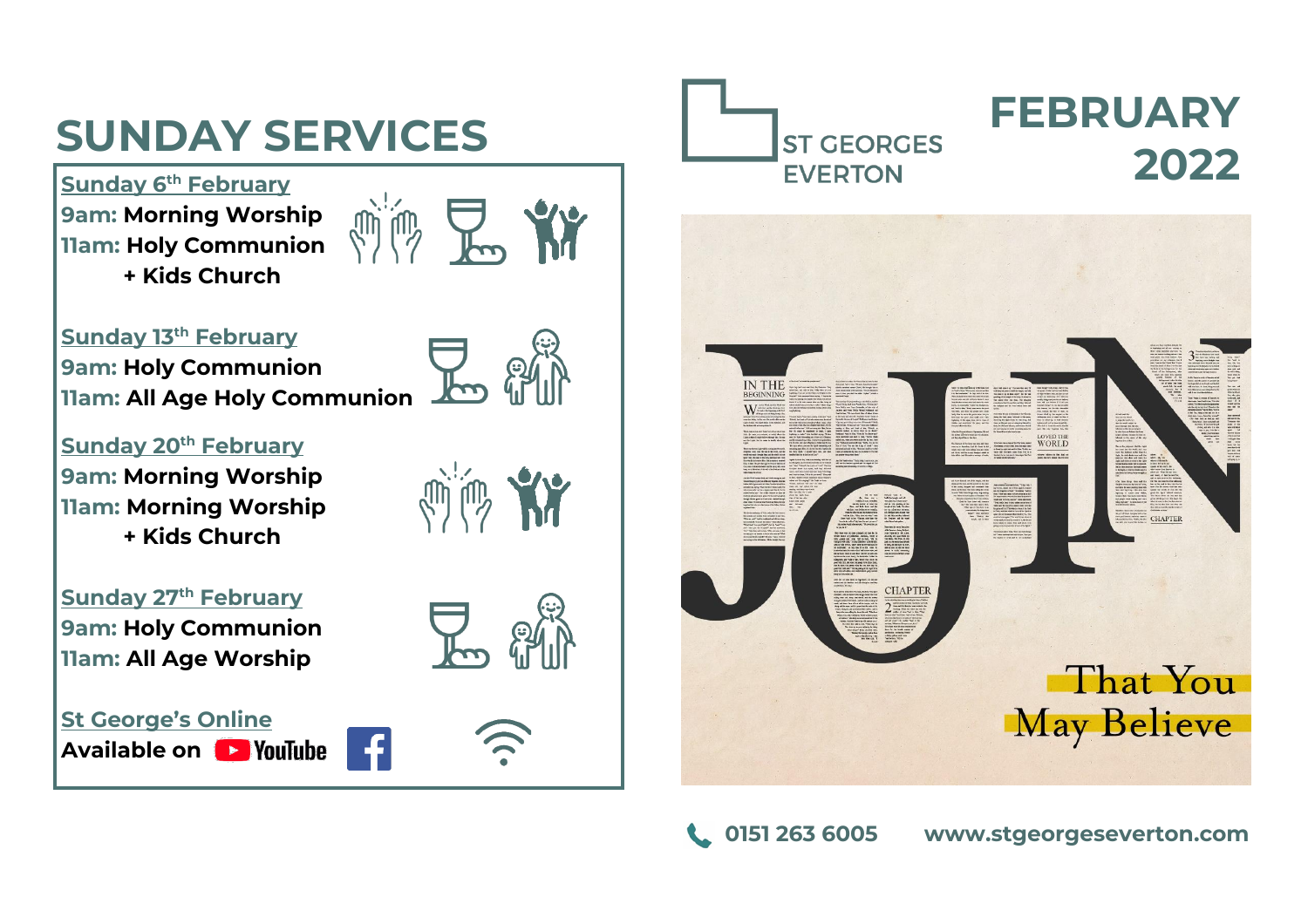# SUNDAY SERVICES

**Sunday 6th February**

**9am: Morning Worship**
**11am: Holy Communion**
**+ Kids Church**

**Sunday 13th February**

**9am: Holy Communion**
**11am: All Age Holy Communion**

**Sunday 20th February**

**9am: Morning Worship**
**11am: Morning Worship**
**+ Kids Church**

**Sunday 27th February**

**9am: Holy Communion**
**11am: All Age Worship**

**St George's Online**

**Available on** YouTube Facebook

ST GEORGES
EVERTON

# FEBRUARY 2022

JOHN

That You May Believe

0151 263 6005 www.stgeorgeseverton.com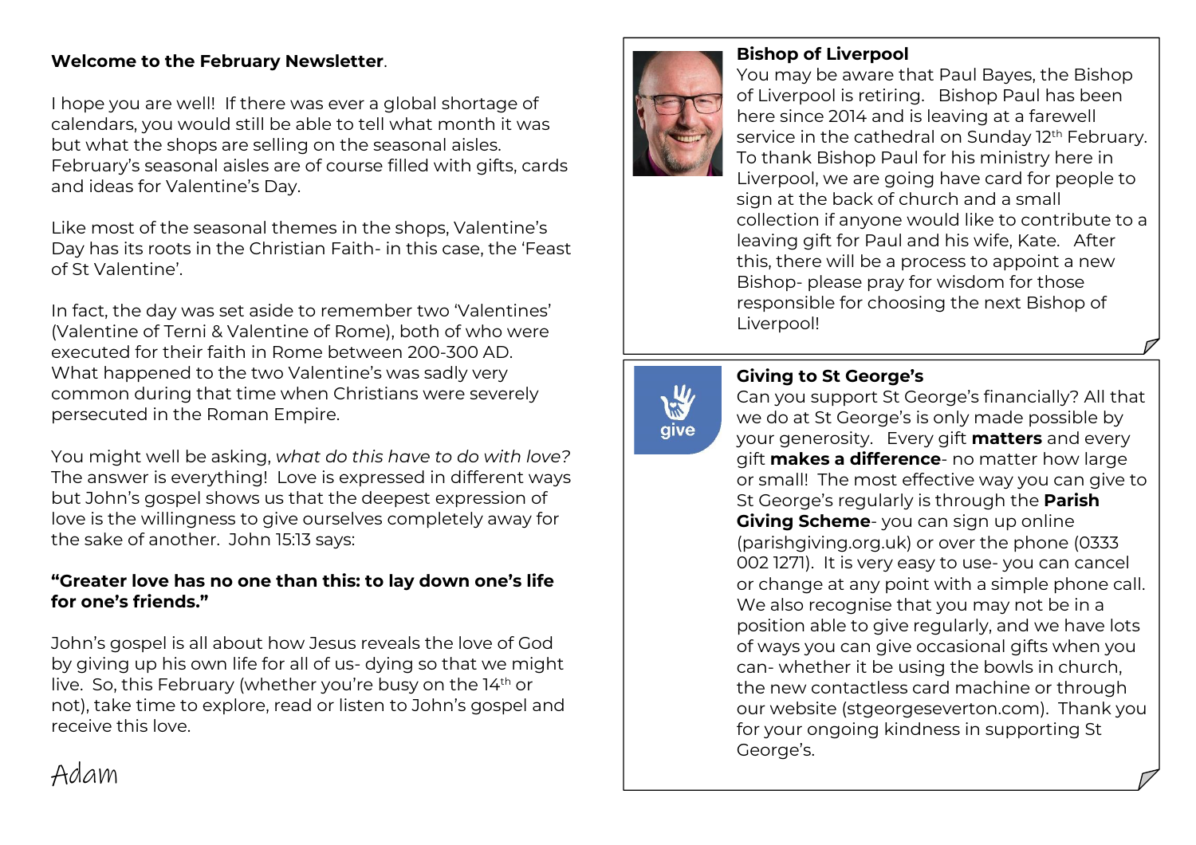**Welcome to the February Newsletter**.

I hope you are well! If there was ever a global shortage of calendars, you would still be able to tell what month it was but what the shops are selling on the seasonal aisles. February's seasonal aisles are of course filled with gifts, cards and ideas for Valentine's Day.

Like most of the seasonal themes in the shops, Valentine's Day has its roots in the Christian Faith- in this case, the 'Feast of St Valentine'.

In fact, the day was set aside to remember two 'Valentines' (Valentine of Terni & Valentine of Rome), both of who were executed for their faith in Rome between 200-300 AD. What happened to the two Valentine's was sadly very common during that time when Christians were severely persecuted in the Roman Empire.

You might well be asking, *what do this have to do with love?* The answer is everything! Love is expressed in different ways but John's gospel shows us that the deepest expression of love is the willingness to give ourselves completely away for the sake of another. John 15:13 says:

**"Greater love has no one than this: to lay down one's life for one's friends."**

John's gospel is all about how Jesus reveals the love of God by giving up his own life for all of us- dying so that we might live. So, this February (whether you're busy on the 14th or not), take time to explore, read or listen to John's gospel and receive this love.

Adam

**Bishop of Liverpool**

You may be aware that Paul Bayes, the Bishop of Liverpool is retiring. Bishop Paul has been here since 2014 and is leaving at a farewell service in the cathedral on Sunday 12th February. To thank Bishop Paul for his ministry here in Liverpool, we are going have card for people to sign at the back of church and a small collection if anyone would like to contribute to a leaving gift for Paul and his wife, Kate. After this, there will be a process to appoint a new Bishop- please pray for wisdom for those responsible for choosing the next Bishop of Liverpool!

**Giving to St George's**

Can you support St George's financially? All that we do at St George's is only made possible by your generosity. Every gift **matters** and every gift **makes a difference**- no matter how large or small! The most effective way you can give to St George's regularly is through the **Parish Giving Scheme**- you can sign up online (parishgiving.org.uk) or over the phone (0333 002 1271). It is very easy to use- you can cancel or change at any point with a simple phone call. We also recognise that you may not be in a position able to give regularly, and we have lots of ways you can give occasional gifts when you can- whether it be using the bowls in church, the new contactless card machine or through our website (stgeorgeseverton.com). Thank you for your ongoing kindness in supporting St George's.